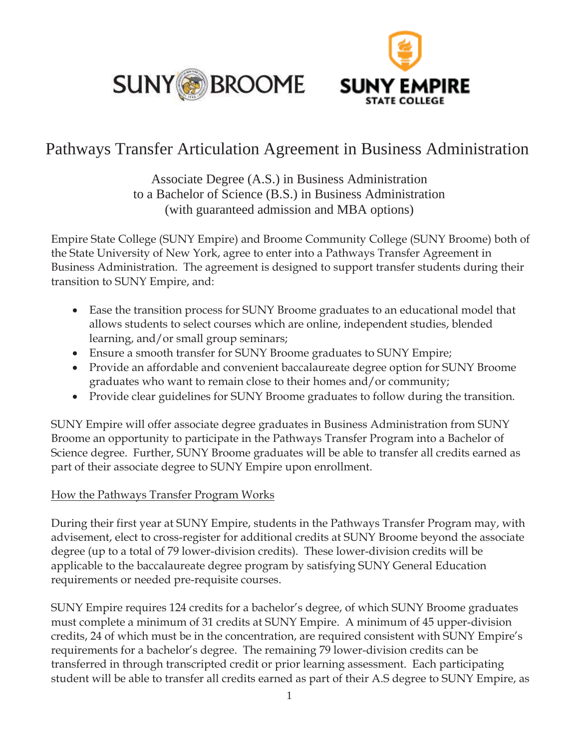# Pathways Transfer Articulation Agreement in Business Administration

Associate Degree (A.S.) in Business Administration
to a Bachelor of Science (B.S.) in Business Administration
(with guaranteed admission and MBA options)

Empire State College (SUNY Empire) and Broome Community College (SUNY Broome) both of the State University of New York, agree to enter into a Pathways Transfer Agreement in Business Administration. The agreement is designed to support transfer students during their transition to SUNY Empire, and:

- Ease the transition process for SUNY Broome graduates to an educational model that allows students to select courses which are online, independent studies, blended learning, and/or small group seminars;
- Ensure a smooth transfer for SUNY Broome graduates to SUNY Empire;
- Provide an affordable and convenient baccalaureate degree option for SUNY Broome graduates who want to remain close to their homes and/or community;
- Provide clear guidelines for SUNY Broome graduates to follow during the transition.

SUNY Empire will offer associate degree graduates in Business Administration from SUNY Broome an opportunity to participate in the Pathways Transfer Program into a Bachelor of Science degree. Further, SUNY Broome graduates will be able to transfer all credits earned as part of their associate degree to SUNY Empire upon enrollment.

## How the Pathways Transfer Program Works

During their first year at SUNY Empire, students in the Pathways Transfer Program may, with advisement, elect to cross-register for additional credits at SUNY Broome beyond the associate degree (up to a total of 79 lower-division credits). These lower-division credits will be applicable to the baccalaureate degree program by satisfying SUNY General Education requirements or needed pre-requisite courses.

SUNY Empire requires 124 credits for a bachelor's degree, of which SUNY Broome graduates must complete a minimum of 31 credits at SUNY Empire. A minimum of 45 upper-division credits, 24 of which must be in the concentration, are required consistent with SUNY Empire's requirements for a bachelor's degree. The remaining 79 lower-division credits can be transferred in through transcripted credit or prior learning assessment. Each participating student will be able to transfer all credits earned as part of their A.S degree to SUNY Empire, as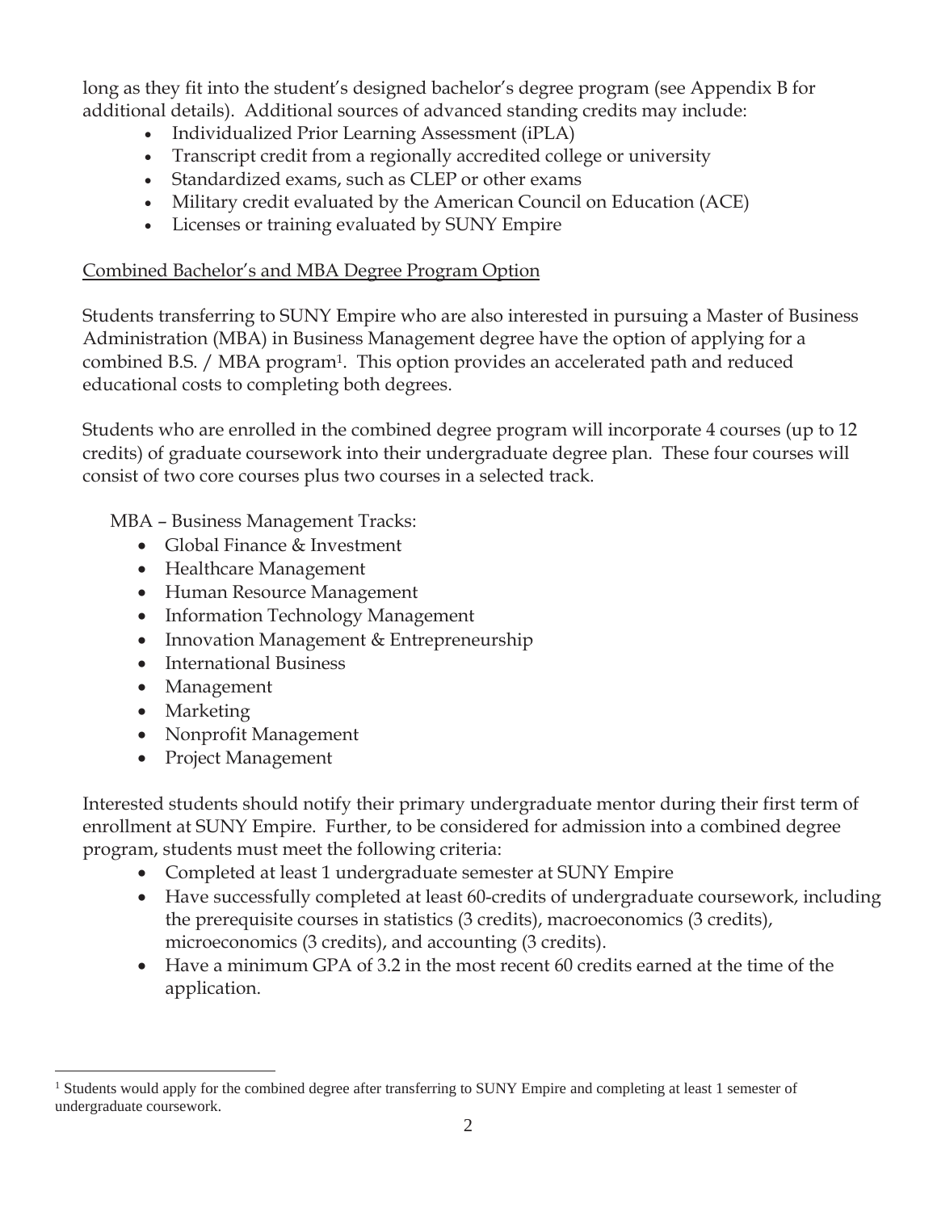long as they fit into the student's designed bachelor's degree program (see Appendix B for additional details). Additional sources of advanced standing credits may include:

- Individualized Prior Learning Assessment (iPLA)
- Transcript credit from a regionally accredited college or university
- Standardized exams, such as CLEP or other exams
- Military credit evaluated by the American Council on Education (ACE)
- Licenses or training evaluated by SUNY Empire

Combined Bachelor's and MBA Degree Program Option

Students transferring to SUNY Empire who are also interested in pursuing a Master of Business Administration (MBA) in Business Management degree have the option of applying for a combined B.S. / MBA program[1]. This option provides an accelerated path and reduced educational costs to completing both degrees.

Students who are enrolled in the combined degree program will incorporate 4 courses (up to 12 credits) of graduate coursework into their undergraduate degree plan. These four courses will consist of two core courses plus two courses in a selected track.

MBA – Business Management Tracks:

- Global Finance & Investment
- Healthcare Management
- Human Resource Management
- Information Technology Management
- Innovation Management & Entrepreneurship
- International Business
- Management
- Marketing
- Nonprofit Management
- Project Management

Interested students should notify their primary undergraduate mentor during their first term of enrollment at SUNY Empire. Further, to be considered for admission into a combined degree program, students must meet the following criteria:

- Completed at least 1 undergraduate semester at SUNY Empire
- Have successfully completed at least 60-credits of undergraduate coursework, including the prerequisite courses in statistics (3 credits), macroeconomics (3 credits), microeconomics (3 credits), and accounting (3 credits).
- Have a minimum GPA of 3.2 in the most recent 60 credits earned at the time of the application.

[1] Students would apply for the combined degree after transferring to SUNY Empire and completing at least 1 semester of undergraduate coursework.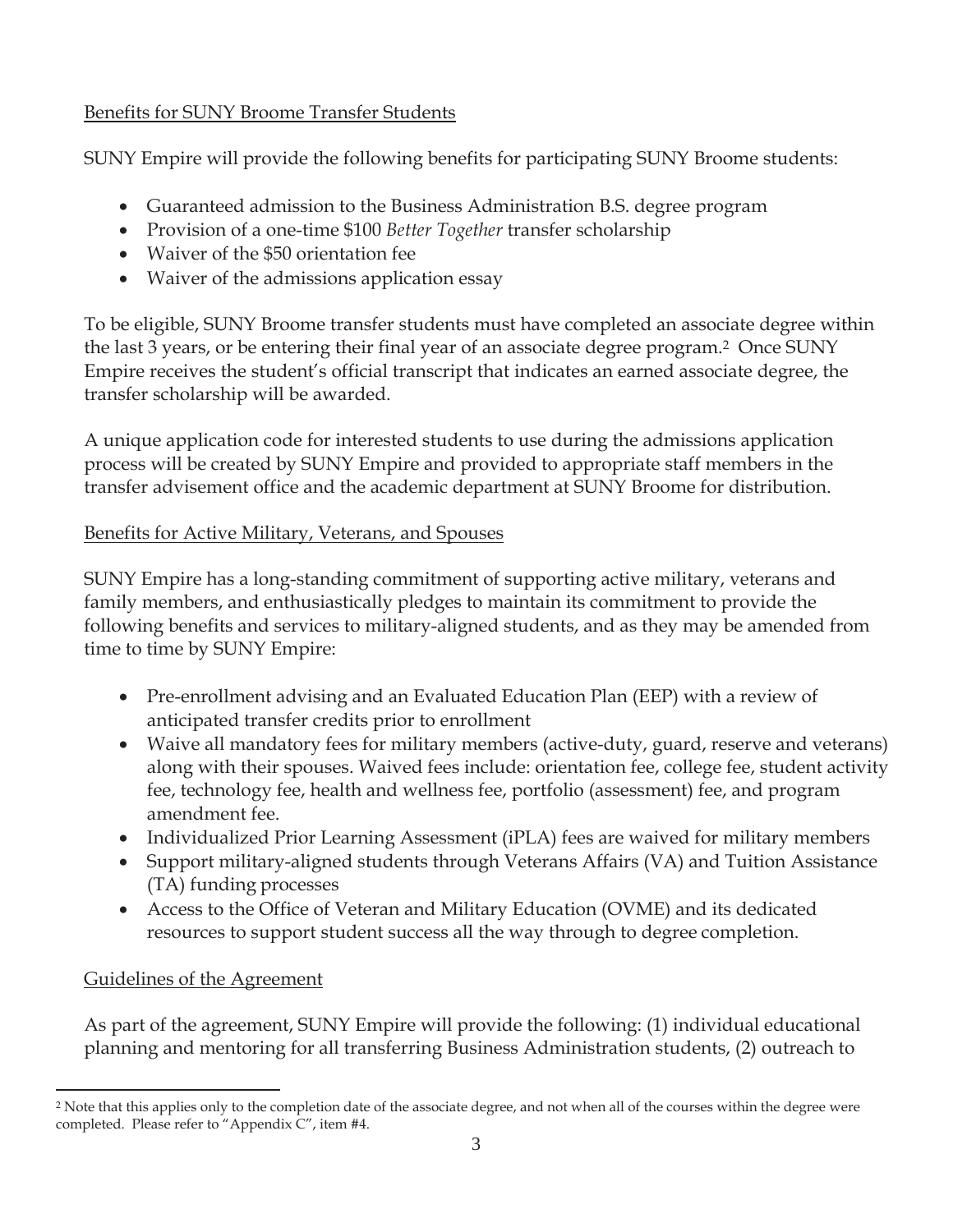## Benefits for SUNY Broome Transfer Students

SUNY Empire will provide the following benefits for participating SUNY Broome students:

- Guaranteed admission to the Business Administration B.S. degree program
- Provision of a one-time $100 *Better Together* transfer scholarship
- Waiver of the $50 orientation fee
- Waiver of the admissions application essay

To be eligible, SUNY Broome transfer students must have completed an associate degree within the last 3 years, or be entering their final year of an associate degree program.[2] Once SUNY Empire receives the student's official transcript that indicates an earned associate degree, the transfer scholarship will be awarded.

A unique application code for interested students to use during the admissions application process will be created by SUNY Empire and provided to appropriate staff members in the transfer advisement office and the academic department at SUNY Broome for distribution.

## Benefits for Active Military, Veterans, and Spouses

SUNY Empire has a long-standing commitment of supporting active military, veterans and family members, and enthusiastically pledges to maintain its commitment to provide the following benefits and services to military-aligned students, and as they may be amended from time to time by SUNY Empire:

- Pre-enrollment advising and an Evaluated Education Plan (EEP) with a review of anticipated transfer credits prior to enrollment
- Waive all mandatory fees for military members (active-duty, guard, reserve and veterans) along with their spouses. Waived fees include: orientation fee, college fee, student activity fee, technology fee, health and wellness fee, portfolio (assessment) fee, and program amendment fee.
- Individualized Prior Learning Assessment (iPLA) fees are waived for military members
- Support military-aligned students through Veterans Affairs (VA) and Tuition Assistance (TA) funding processes
- Access to the Office of Veteran and Military Education (OVME) and its dedicated resources to support student success all the way through to degree completion.

## Guidelines of the Agreement

As part of the agreement, SUNY Empire will provide the following: (1) individual educational planning and mentoring for all transferring Business Administration students, (2) outreach to

---

[2] Note that this applies only to the completion date of the associate degree, and not when all of the courses within the degree were completed. Please refer to "Appendix C", item #4.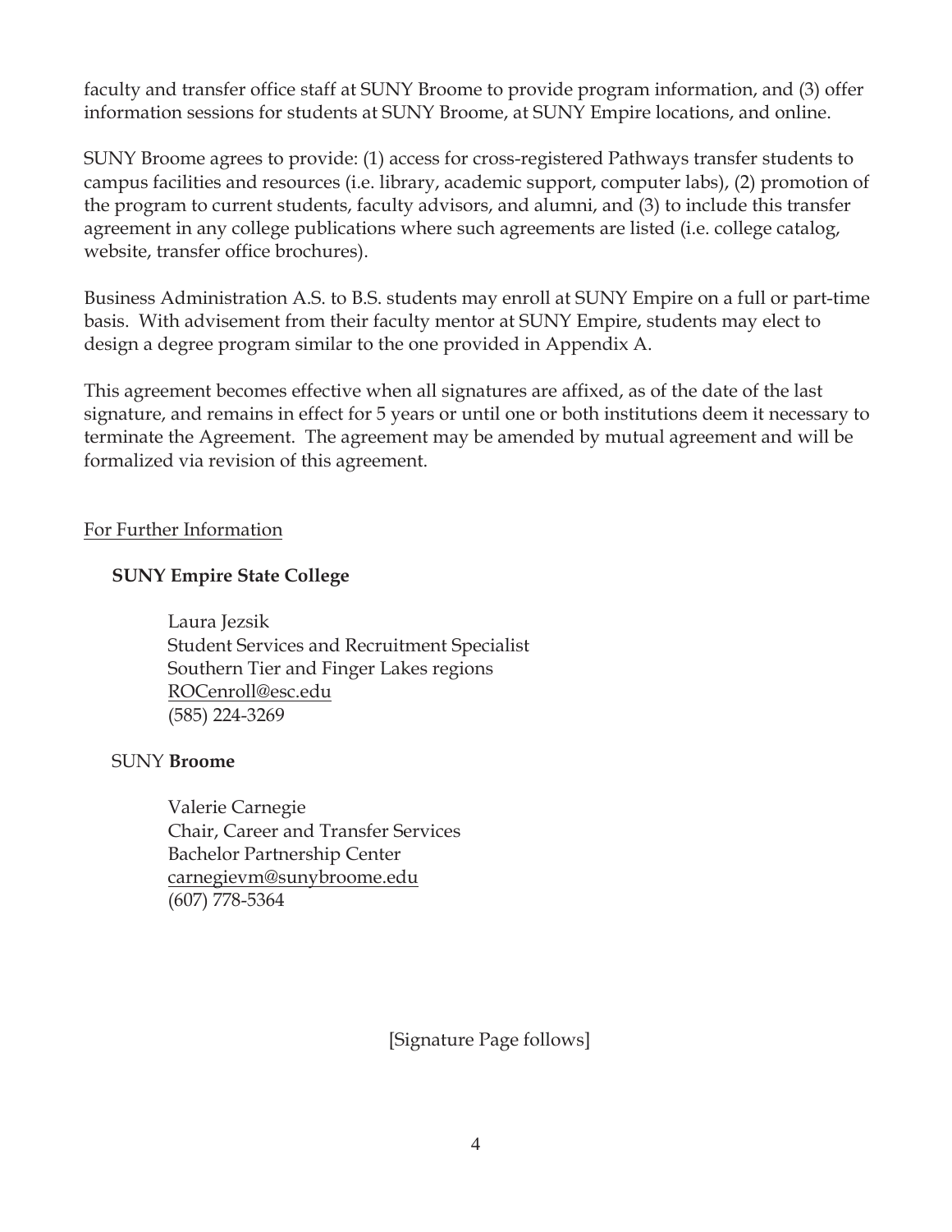faculty and transfer office staff at SUNY Broome to provide program information, and (3) offer information sessions for students at SUNY Broome, at SUNY Empire locations, and online.

SUNY Broome agrees to provide: (1) access for cross-registered Pathways transfer students to campus facilities and resources (i.e. library, academic support, computer labs), (2) promotion of the program to current students, faculty advisors, and alumni, and (3) to include this transfer agreement in any college publications where such agreements are listed (i.e. college catalog, website, transfer office brochures).

Business Administration A.S. to B.S. students may enroll at SUNY Empire on a full or part-time basis. With advisement from their faculty mentor at SUNY Empire, students may elect to design a degree program similar to the one provided in Appendix A.

This agreement becomes effective when all signatures are affixed, as of the date of the last signature, and remains in effect for 5 years or until one or both institutions deem it necessary to terminate the Agreement. The agreement may be amended by mutual agreement and will be formalized via revision of this agreement.

For Further Information

**SUNY Empire State College**

Laura Jezsik
Student Services and Recruitment Specialist
Southern Tier and Finger Lakes regions
ROCenroll@esc.edu
(585) 224-3269

SUNY **Broome**

Valerie Carnegie
Chair, Career and Transfer Services
Bachelor Partnership Center
carnegievm@sunybroome.edu
(607) 778-5364

[Signature Page follows]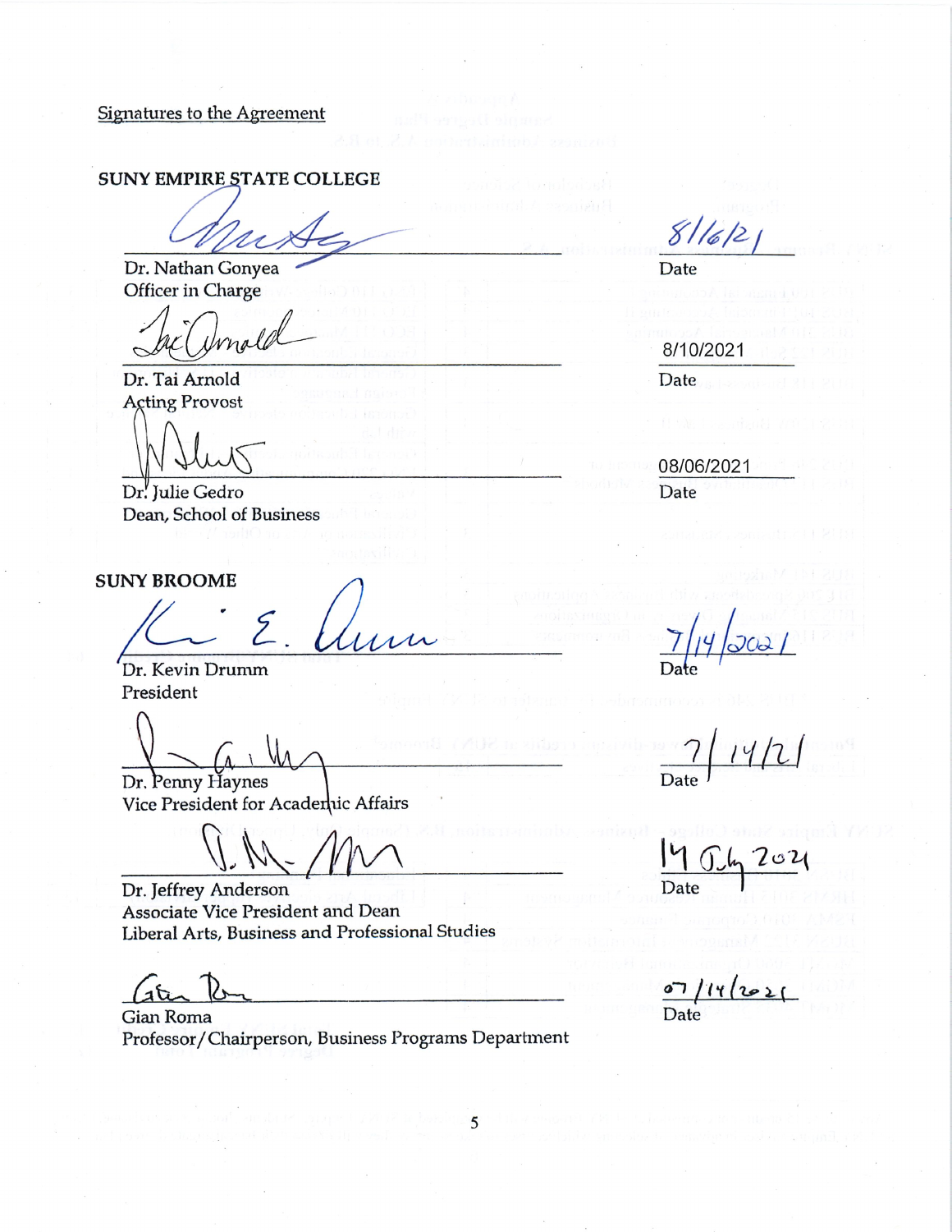Signatures to the Agreement

**SUNY EMPIRE STATE COLLEGE**

| | |
|---|---|
| Dr. Nathan Gonyea<br>Officer in Charge | 8/16/21<br>Date |
| Dr. Tai Arnold<br>Acting Provost | 8/10/2021<br>Date |
| Dr. Julie Gedro<br>Dean, School of Business | 08/06/2021<br>Date |

**SUNY BROOME**

| | |
|---|---|
| Dr. Kevin Drumm<br>President | 7/14/2021<br>Date |
| Dr. Penny Haynes<br>Vice President for Academic Affairs | 7/14/21<br>Date |
| Dr. Jeffrey Anderson<br>Associate Vice President and Dean<br>Liberal Arts, Business and Professional Studies | 14 July 2021<br>Date |
| Gian Roma<br>Professor/Chairperson, Business Programs Department | 07/14/2021<br>Date |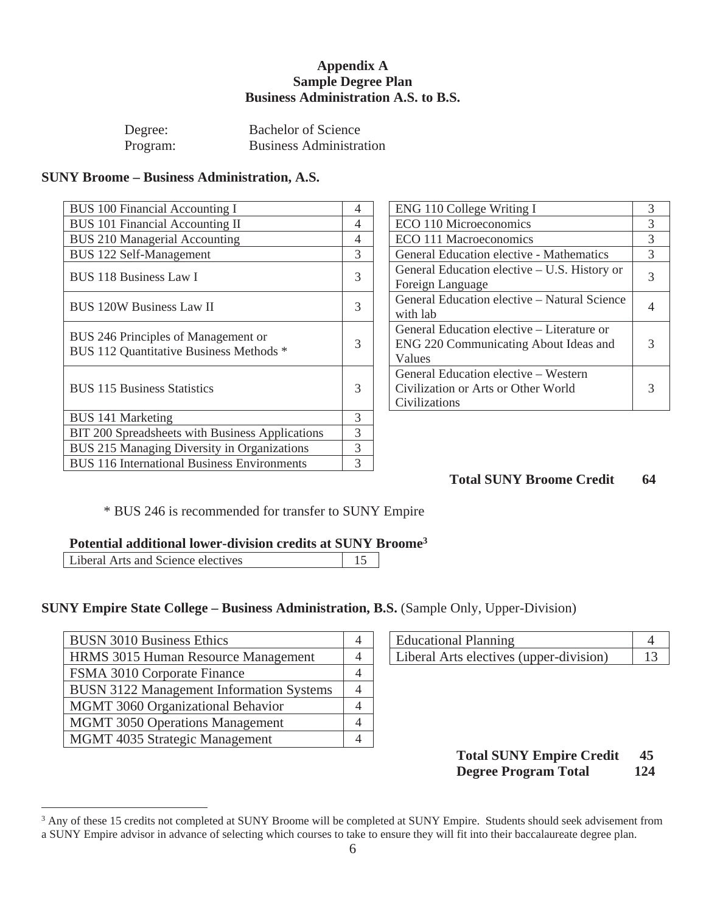# Appendix A
## Sample Degree Plan
## Business Administration A.S. to B.S.

Degree: Bachelor of Science
Program: Business Administration

### SUNY Broome – Business Administration, A.S.

| Course | Credits |
|---|---|
| BUS 100 Financial Accounting I | 4 |
| BUS 101 Financial Accounting II | 4 |
| BUS 210 Managerial Accounting | 4 |
| BUS 122 Self-Management | 3 |
| BUS 118 Business Law I | 3 |
| BUS 120W Business Law II | 3 |
| BUS 246 Principles of Management or BUS 112 Quantitative Business Methods * | 3 |
| BUS 115 Business Statistics | 3 |
| BUS 141 Marketing | 3 |
| BIT 200 Spreadsheets with Business Applications | 3 |
| BUS 215 Managing Diversity in Organizations | 3 |
| BUS 116 International Business Environments | 3 |

| Course | Credits |
|---|---|
| ENG 110 College Writing I | 3 |
| ECO 110 Microeconomics | 3 |
| ECO 111 Macroeconomics | 3 |
| General Education elective - Mathematics | 3 |
| General Education elective – U.S. History or Foreign Language | 3 |
| General Education elective – Natural Science with lab | 4 |
| General Education elective – Literature or ENG 220 Communicating About Ideas and Values | 3 |
| General Education elective – Western Civilization or Arts or Other World Civilizations | 3 |

**Total SUNY Broome Credit 64**

\* BUS 246 is recommended for transfer to SUNY Empire

**Potential additional lower-division credits at SUNY Broome[3]**

| Course | Credits |
|---|---|
| Liberal Arts and Science electives | 15 |

### SUNY Empire State College – Business Administration, B.S. (Sample Only, Upper-Division)

| Course | Credits |
|---|---|
| BUSN 3010 Business Ethics | 4 |
| HRMS 3015 Human Resource Management | 4 |
| FSMA 3010 Corporate Finance | 4 |
| BUSN 3122 Management Information Systems | 4 |
| MGMT 3060 Organizational Behavior | 4 |
| MGMT 3050 Operations Management | 4 |
| MGMT 4035 Strategic Management | 4 |

| Course | Credits |
|---|---|
| Educational Planning | 4 |
| Liberal Arts electives (upper-division) | 13 |

**Total SUNY Empire Credit 45**
**Degree Program Total 124**

[3] Any of these 15 credits not completed at SUNY Broome will be completed at SUNY Empire. Students should seek advisement from a SUNY Empire advisor in advance of selecting which courses to take to ensure they will fit into their baccalaureate degree plan.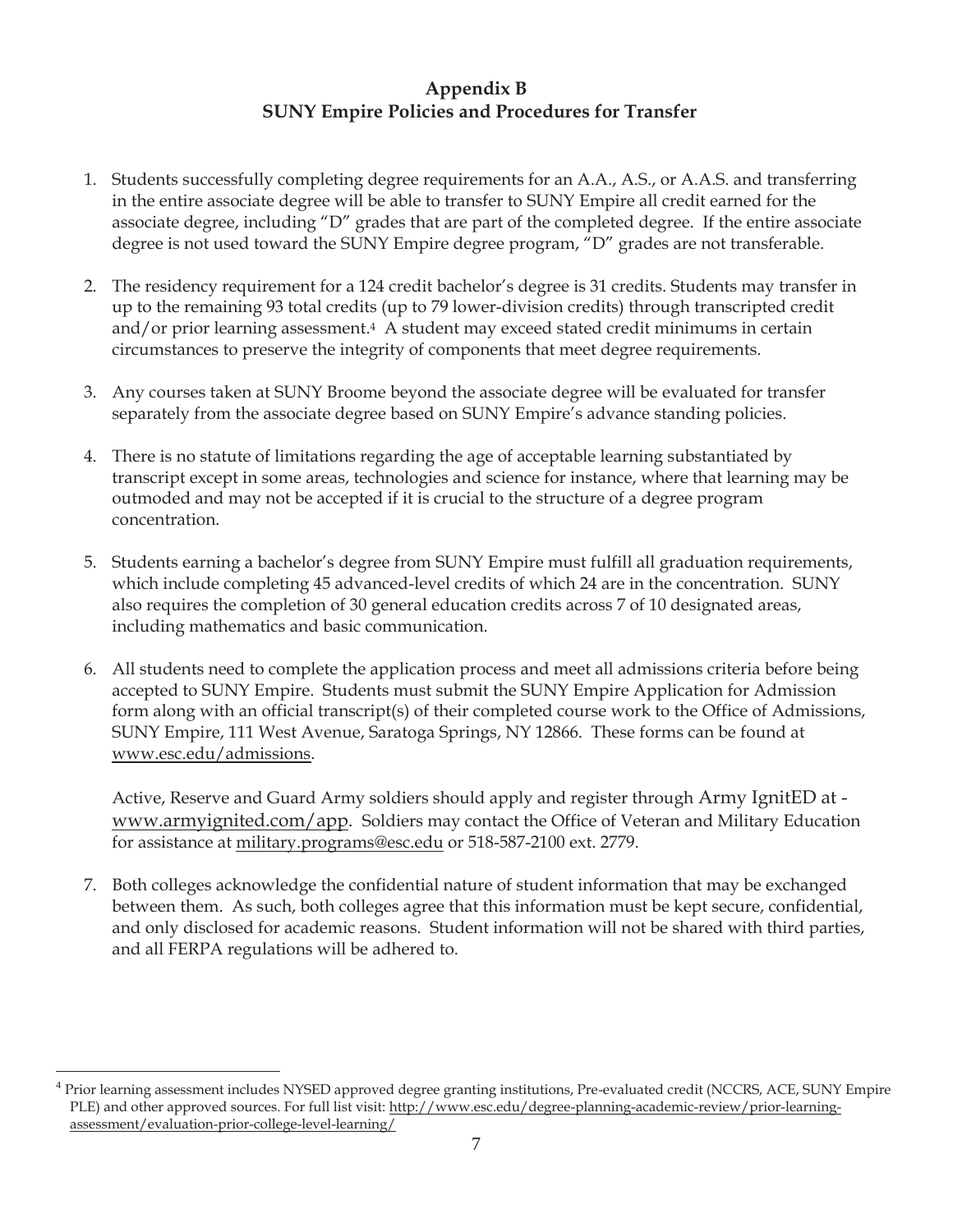## Appendix B
## SUNY Empire Policies and Procedures for Transfer

1. Students successfully completing degree requirements for an A.A., A.S., or A.A.S. and transferring in the entire associate degree will be able to transfer to SUNY Empire all credit earned for the associate degree, including "D" grades that are part of the completed degree. If the entire associate degree is not used toward the SUNY Empire degree program, "D" grades are not transferable.

2. The residency requirement for a 124 credit bachelor's degree is 31 credits. Students may transfer in up to the remaining 93 total credits (up to 79 lower-division credits) through transcripted credit and/or prior learning assessment.[4] A student may exceed stated credit minimums in certain circumstances to preserve the integrity of components that meet degree requirements.

3. Any courses taken at SUNY Broome beyond the associate degree will be evaluated for transfer separately from the associate degree based on SUNY Empire's advance standing policies.

4. There is no statute of limitations regarding the age of acceptable learning substantiated by transcript except in some areas, technologies and science for instance, where that learning may be outmoded and may not be accepted if it is crucial to the structure of a degree program concentration.

5. Students earning a bachelor's degree from SUNY Empire must fulfill all graduation requirements, which include completing 45 advanced-level credits of which 24 are in the concentration. SUNY also requires the completion of 30 general education credits across 7 of 10 designated areas, including mathematics and basic communication.

6. All students need to complete the application process and meet all admissions criteria before being accepted to SUNY Empire. Students must submit the SUNY Empire Application for Admission form along with an official transcript(s) of their completed course work to the Office of Admissions, SUNY Empire, 111 West Avenue, Saratoga Springs, NY 12866. These forms can be found at www.esc.edu/admissions.

   Active, Reserve and Guard Army soldiers should apply and register through Army IgnitED at - www.armyignited.com/app. Soldiers may contact the Office of Veteran and Military Education for assistance at military.programs@esc.edu or 518-587-2100 ext. 2779.

7. Both colleges acknowledge the confidential nature of student information that may be exchanged between them. As such, both colleges agree that this information must be kept secure, confidential, and only disclosed for academic reasons. Student information will not be shared with third parties, and all FERPA regulations will be adhered to.

---

[4] Prior learning assessment includes NYSED approved degree granting institutions, Pre-evaluated credit (NCCRS, ACE, SUNY Empire PLE) and other approved sources. For full list visit: http://www.esc.edu/degree-planning-academic-review/prior-learning-assessment/evaluation-prior-college-level-learning/